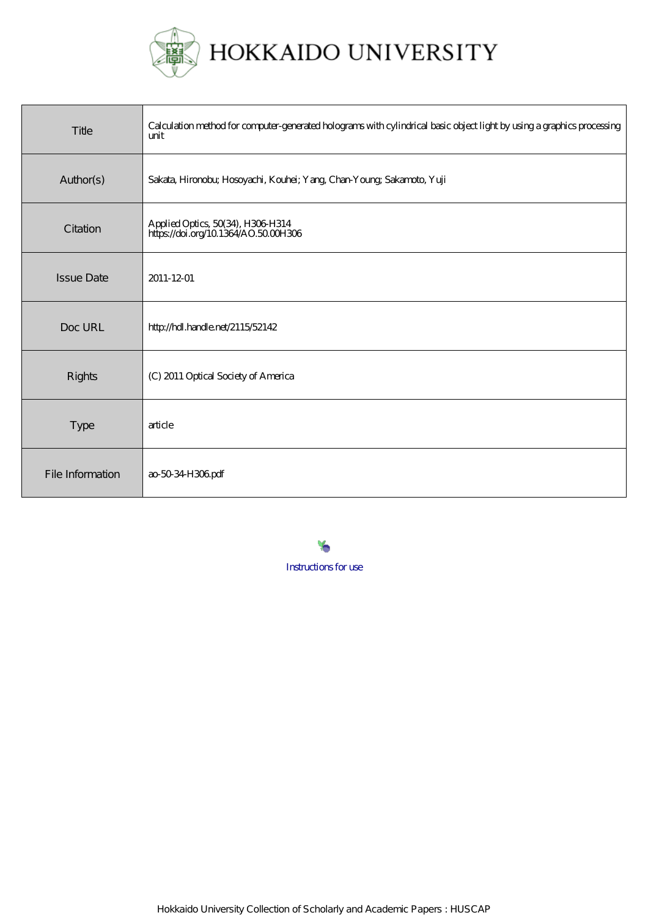# HOKKAIDO UNIVERSITY

| | |
|---|---|
| Title | Calculation method for computer-generated holograms with cylindrical basic object light by using a graphics processing unit |
| Author(s) | Sakata, Hironobu; Hosoyachi, Kouhei; Yang, Chan-Young; Sakamoto, Yuji |
| Citation | Applied Optics, 50(34), H306-H314 https://doi.org/10.1364/AO.50.00H306 |
| Issue Date | 2011-12-01 |
| Doc URL | http://hdl.handle.net/2115/52142 |
| Rights | (C) 2011 Optical Society of America |
| Type | article |
| File Information | ao-50-34-H306.pdf |

Instructions for use

Hokkaido University Collection of Scholarly and Academic Papers : HUSCAP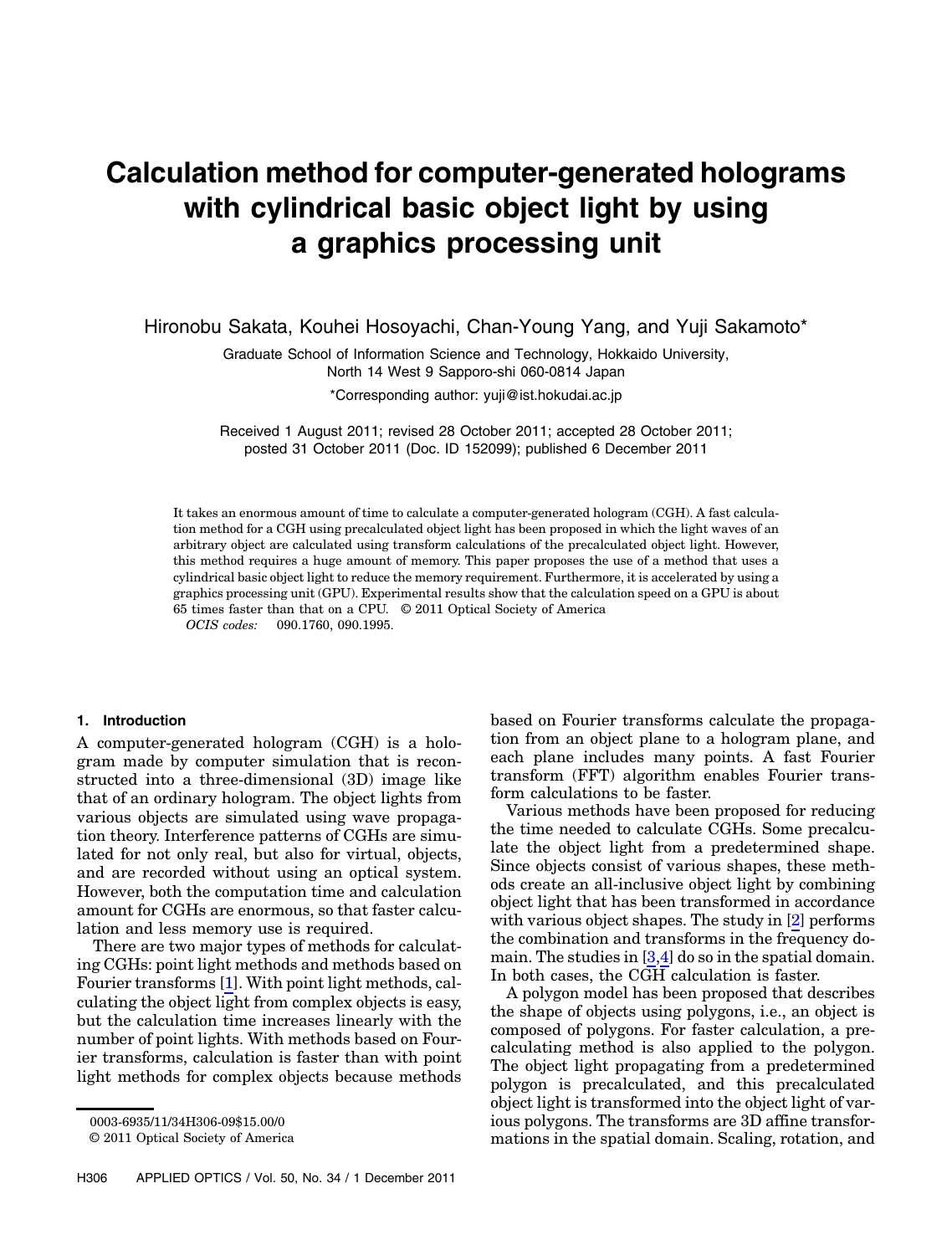# Calculation method for computer-generated holograms with cylindrical basic object light by using a graphics processing unit

Hironobu Sakata, Kouhei Hosoyachi, Chan-Young Yang, and Yuji Sakamoto*

Graduate School of Information Science and Technology, Hokkaido University, North 14 West 9 Sapporo-shi 060-0814 Japan

*Corresponding author: yuji@ist.hokudai.ac.jp

Received 1 August 2011; revised 28 October 2011; accepted 28 October 2011; posted 31 October 2011 (Doc. ID 152099); published 6 December 2011

It takes an enormous amount of time to calculate a computer-generated hologram (CGH). A fast calculation method for a CGH using precalculated object light has been proposed in which the light waves of an arbitrary object are calculated using transform calculations of the precalculated object light. However, this method requires a huge amount of memory. This paper proposes the use of a method that uses a cylindrical basic object light to reduce the memory requirement. Furthermore, it is accelerated by using a graphics processing unit (GPU). Experimental results show that the calculation speed on a GPU is about 65 times faster than that on a CPU. © 2011 Optical Society of America

*OCIS codes:* 090.1760, 090.1995.

## 1. Introduction

A computer-generated hologram (CGH) is a hologram made by computer simulation that is reconstructed into a three-dimensional (3D) image like that of an ordinary hologram. The object lights from various objects are simulated using wave propagation theory. Interference patterns of CGHs are simulated for not only real, but also for virtual, objects, and are recorded without using an optical system. However, both the computation time and calculation amount for CGHs are enormous, so that faster calculation and less memory use is required.

There are two major types of methods for calculating CGHs: point light methods and methods based on Fourier transforms [1]. With point light methods, calculating the object light from complex objects is easy, but the calculation time increases linearly with the number of point lights. With methods based on Fourier transforms, calculation is faster than with point light methods for complex objects because methods based on Fourier transforms calculate the propagation from an object plane to a hologram plane, and each plane includes many points. A fast Fourier transform (FFT) algorithm enables Fourier transform calculations to be faster.

Various methods have been proposed for reducing the time needed to calculate CGHs. Some precalculate the object light from a predetermined shape. Since objects consist of various shapes, these methods create an all-inclusive object light by combining object light that has been transformed in accordance with various object shapes. The study in [2] performs the combination and transforms in the frequency domain. The studies in [3,4] do so in the spatial domain. In both cases, the CGH calculation is faster.

A polygon model has been proposed that describes the shape of objects using polygons, i.e., an object is composed of polygons. For faster calculation, a precalculating method is also applied to the polygon. The object light propagating from a predetermined polygon is precalculated, and this precalculated object light is transformed into the object light of various polygons. The transforms are 3D affine transformations in the spatial domain. Scaling, rotation, and

0003-6935/11/34H306-09$15.00/0

© 2011 Optical Society of America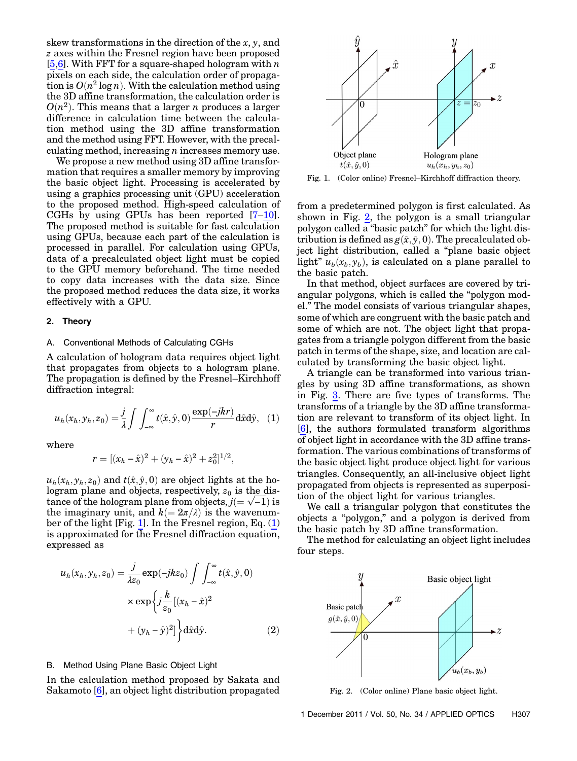skew transformations in the direction of the $x$, $y$, and $z$ axes within the Fresnel region have been proposed [5,6]. With FFT for a square-shaped hologram with $n$ pixels on each side, the calculation order of propagation is $O(n^2 \log n)$. With the calculation method using the 3D affine transformation, the calculation order is $O(n^2)$. This means that a larger $n$ produces a larger difference in calculation time between the calculation method using the 3D affine transformation and the method using FFT. However, with the precalculating method, increasing $n$ increases memory use.

We propose a new method using 3D affine transformation that requires a smaller memory by improving the basic object light. Processing is accelerated by using a graphics processing unit (GPU) acceleration to the proposed method. High-speed calculation of CGHs by using GPUs has been reported [7–10]. The proposed method is suitable for fast calculation using GPUs, because each part of the calculation is processed in parallel. For calculation using GPUs, data of a precalculated object light must be copied to the GPU memory beforehand. The time needed to copy data increases with the data size. Since the proposed method reduces the data size, it works effectively with a GPU.

## 2. Theory

### A. Conventional Methods of Calculating CGHs

A calculation of hologram data requires object light that propagates from objects to a hologram plane. The propagation is defined by the Fresnel–Kirchhoff diffraction integral:

$$u_h(x_h, y_h, z_0) = \frac{j}{\lambda} \int\int_{-\infty}^{\infty} t(\hat{x}, \hat{y}, 0) \frac{\exp(-jkr)}{r} \mathrm{d}\hat{x}\mathrm{d}\hat{y}, \quad (1)$$

where

$$r = [(x_h - \hat{x})^2 + (y_h - \hat{x})^2 + z_0^2]^{1/2},$$

$u_h(x_h, y_h, z_0)$ and $t(\hat{x}, \hat{y}, 0)$ are object lights at the hologram plane and objects, respectively, $z_0$ is the distance of the hologram plane from objects, $j(=\sqrt{-1})$ is the imaginary unit, and $k(=2\pi/\lambda)$ is the wavenumber of the light [Fig. 1]. In the Fresnel region, Eq. (1) is approximated for the Fresnel diffraction equation, expressed as

$$u_h(x_h, y_h, z_0) = \frac{j}{\lambda z_0} \exp(-jkz_0) \int\int_{-\infty}^{\infty} t(\hat{x}, \hat{y}, 0) \times \exp\left\{ j\frac{k}{z_0}[(x_h - \hat{x})^2 + (y_h - \hat{y})^2] \right\} \mathrm{d}\hat{x}\mathrm{d}\hat{y}. \quad (2)$$

### B. Method Using Plane Basic Object Light

In the calculation method proposed by Sakata and Sakamoto [6], an object light distribution propagated from a predetermined polygon is first calculated. As shown in Fig. 2, the polygon is a small triangular polygon called a "basic patch" for which the light distribution is defined as $g(\hat{x}, \hat{y}, 0)$. The precalculated object light distribution, called a "plane basic object light" $u_b(x_b, y_b)$, is calculated on a plane parallel to the basic patch.

In that method, object surfaces are covered by triangular polygons, which is called the "polygon model." The model consists of various triangular shapes, some of which are congruent with the basic patch and some of which are not. The object light that propagates from a triangle polygon different from the basic patch in terms of the shape, size, and location are calculated by transforming the basic object light.

A triangle can be transformed into various triangles by using 3D affine transformations, as shown in Fig. 3. There are five types of transforms. The transforms of a triangle by the 3D affine transformation are relevant to transform of its object light. In [6], the authors formulated transform algorithms of object light in accordance with the 3D affine transformation. The various combinations of transforms of the basic object light produce object light for various triangles. Consequently, an all-inclusive object light propagated from objects is represented as superposition of the object light for various triangles.

We call a triangular polygon that constitutes the objects a "polygon," and a polygon is derived from the basic patch by 3D affine transformation.

The method for calculating an object light includes four steps.

Fig. 1. (Color online) Fresnel–Kirchhoff diffraction theory.

Fig. 2. (Color online) Plane basic object light.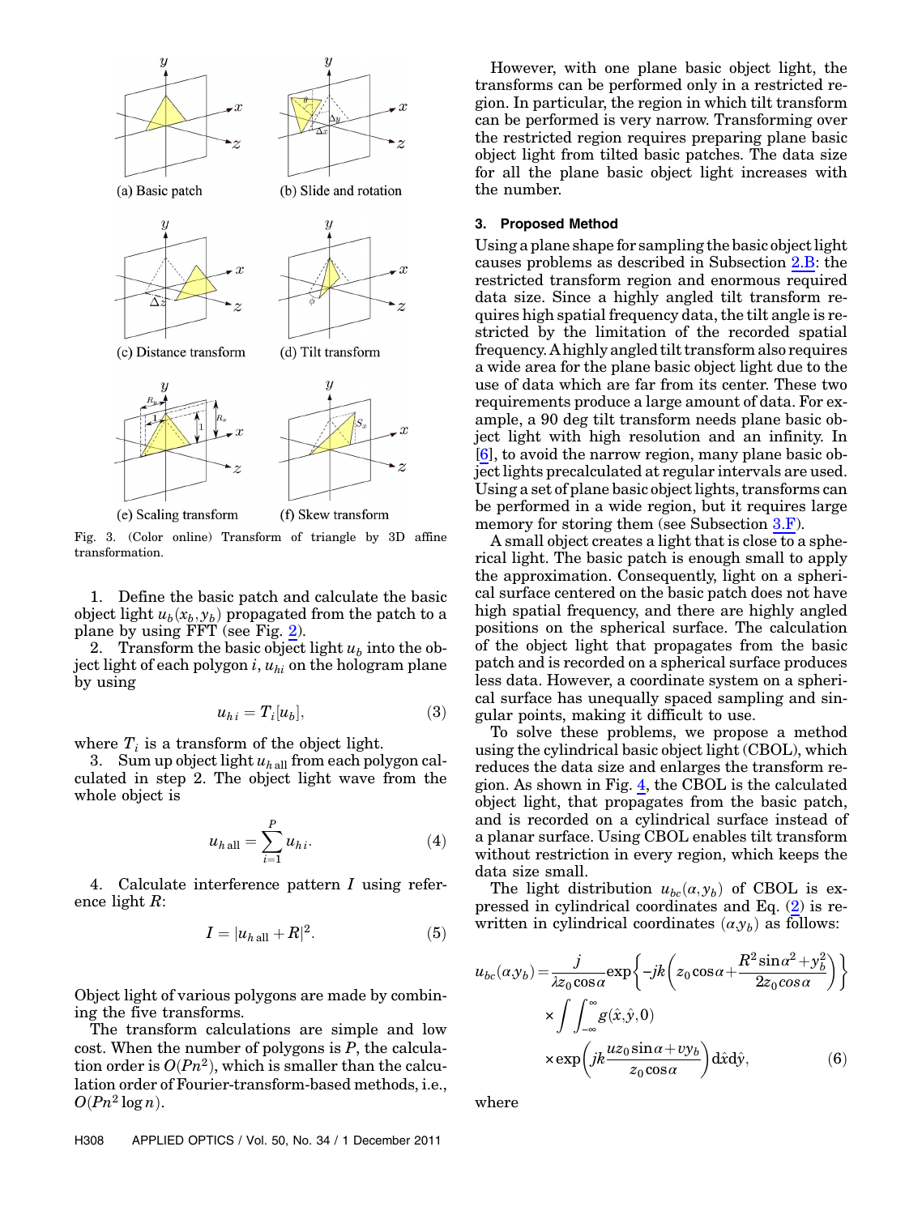Fig. 3. (Color online) Transform of triangle by 3D affine transformation.

1. Define the basic patch and calculate the basic object light $u_b(x_b, y_b)$ propagated from the patch to a plane by using FFT (see Fig. 2).
2. Transform the basic object light $u_b$ into the object light of each polygon $i$, $u_{hi}$ on the hologram plane by using

$$u_{h\,i} = T_i[u_b], \tag{3}$$

where $T_i$ is a transform of the object light.
3. Sum up object light $u_{h\,\mathrm{all}}$ from each polygon calculated in step 2. The object light wave from the whole object is

$$u_{h\,\mathrm{all}} = \sum_{i=1}^{P} u_{h\,i}. \tag{4}$$

4. Calculate interference pattern $I$ using reference light $R$:

$$I = |u_{h\,\mathrm{all}} + R|^2. \tag{5}$$

Object light of various polygons are made by combining the five transforms.

The transform calculations are simple and low cost. When the number of polygons is $P$, the calculation order is $O(Pn^2)$, which is smaller than the calculation order of Fourier-transform-based methods, i.e., $O(Pn^2 \log n)$.

However, with one plane basic object light, the transforms can be performed only in a restricted region. In particular, the region in which tilt transform can be performed is very narrow. Transforming over the restricted region requires preparing plane basic object light from tilted basic patches. The data size for all the plane basic object light increases with the number.

## 3. Proposed Method

Using a plane shape for sampling the basic object light causes problems as described in Subsection 2.B: the restricted transform region and enormous required data size. Since a highly angled tilt transform requires high spatial frequency data, the tilt angle is restricted by the limitation of the recorded spatial frequency. A highly angled tilt transform also requires a wide area for the plane basic object light due to the use of data which are far from its center. These two requirements produce a large amount of data. For example, a 90 deg tilt transform needs plane basic object light with high resolution and an infinity. In [6], to avoid the narrow region, many plane basic object lights precalculated at regular intervals are used. Using a set of plane basic object lights, transforms can be performed in a wide region, but it requires large memory for storing them (see Subsection 3.F).

A small object creates a light that is close to a spherical light. The basic patch is enough small to apply the approximation. Consequently, light on a spherical surface centered on the basic patch does not have high spatial frequency, and there are highly angled positions on the spherical surface. The calculation of the object light that propagates from the basic patch and is recorded on a spherical surface produces less data. However, a coordinate system on a spherical surface has unequally spaced sampling and singular points, making it difficult to use.

To solve these problems, we propose a method using the cylindrical basic object light (CBOL), which reduces the data size and enlarges the transform region. As shown in Fig. 4, the CBOL is the calculated object light, that propagates from the basic patch, and is recorded on a cylindrical surface instead of a planar surface. Using CBOL enables tilt transform without restriction in every region, which keeps the data size small.

The light distribution $u_{bc}(\alpha, y_b)$ of CBOL is expressed in cylindrical coordinates and Eq. (2) is rewritten in cylindrical coordinates $(\alpha y_b)$ as follows:

$$\begin{aligned} u_{bc}(\alpha y_b) = {} & \frac{j}{\lambda z_0 \cos\alpha} \exp\left\{ -jk\left( z_0 \cos\alpha + \frac{R^2 \sin\alpha^2 + y_b^2}{2 z_0 cos\alpha} \right) \right\} \\ & \times \int \int_{-\infty}^{\infty} g(\hat{x}, \hat{y}, 0) \\ & \times \exp\left( jk \frac{u z_0 \sin\alpha + v y_b}{z_0 \cos\alpha} \right) \mathrm{d}\hat{x} \mathrm{d}\hat{y}, \end{aligned} \tag{6}$$

where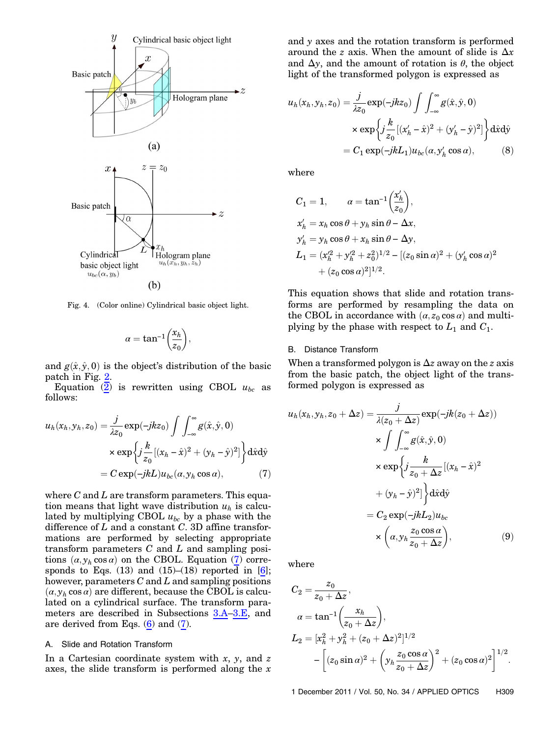Fig. 4. (Color online) Cylindrical basic object light.

$$\alpha = \tan^{-1}\left(\frac{x_h}{z_0}\right),$$

and $g(\hat{x}, \hat{y}, 0)$ is the object's distribution of the basic patch in Fig. 2.

Equation (2) is rewritten using CBOL $u_{bc}$ as follows:

$$\begin{aligned} u_h(x_h, y_h, z_0) &= \frac{j}{\lambda z_0} \exp(-jkz_0) \int\int_{-\infty}^{\infty} g(\hat{x}, \hat{y}, 0) \\ &\times \exp\left\{ j\frac{k}{z_0}[(x_h - \hat{x})^2 + (y_h - \hat{y})^2] \right\} \mathrm{d}\hat{x}\mathrm{d}\hat{y} \\ &= C \exp(-jkL) u_{bc}(\alpha, y_h \cos\alpha), \end{aligned} \tag{7}$$

where $C$ and $L$ are transform parameters. This equation means that light wave distribution $u_h$ is calculated by multiplying CBOL $u_{bc}$ by a phase with the difference of $L$ and a constant $C$. 3D affine transformations are performed by selecting appropriate transform parameters $C$ and $L$ and sampling positions $(\alpha, y_h \cos\alpha)$ on the CBOL. Equation (7) corresponds to Eqs. (13) and (15)–(18) reported in [6]; however, parameters $C$ and $L$ and sampling positions $(\alpha, y_h \cos\alpha)$ are different, because the CBOL is calculated on a cylindrical surface. The transform parameters are described in Subsections 3.A–3.E, and are derived from Eqs. (6) and (7).

### A. Slide and Rotation Transform

In a Cartesian coordinate system with $x$, $y$, and $z$ axes, the slide transform is performed along the $x$ and $y$ axes and the rotation transform is performed around the $z$ axis. When the amount of slide is $\Delta x$ and $\Delta y$, and the amount of rotation is $\theta$, the object light of the transformed polygon is expressed as

$$\begin{aligned} u_h(x_h, y_h, z_0) &= \frac{j}{\lambda z_0} \exp(-jkz_0) \int\int_{-\infty}^{\infty} g(\hat{x}, \hat{y}, 0) \\ &\times \exp\left\{ j\frac{k}{z_0}[(x'_h - \hat{x})^2 + (y'_h - \hat{y})^2] \right\} \mathrm{d}\hat{x}\mathrm{d}\hat{y} \\ &= C_1 \exp(-jkL_1) u_{bc}(\alpha, y'_h \cos\alpha), \end{aligned} \tag{8}$$

where

$$C_1 = 1, \qquad \alpha = \tan^{-1}\left(\frac{x'_h}{z_0}\right),$$

$$x'_h = x_h \cos\theta + y_h \sin\theta - \Delta x,$$

$$y'_h = y_h \cos\theta + x_h \sin\theta - \Delta y,$$

$$L_1 = (x'^2_h + y'^2_h + z_0^2)^{1/2} - [(z_0 \sin\alpha)^2 + (y'_h \cos\alpha)^2 + (z_0 \cos\alpha)^2]^{1/2}.$$

This equation shows that slide and rotation transforms are performed by resampling the data on the CBOL in accordance with $(\alpha, z_0 \cos\alpha)$ and multiplying by the phase with respect to $L_1$ and $C_1$.

### B. Distance Transform

When a transformed polygon is $\Delta z$ away on the $z$ axis from the basic patch, the object light of the transformed polygon is expressed as

$$\begin{aligned} u_h(x_h, y_h, z_0 + \Delta z) &= \frac{j}{\lambda(z_0 + \Delta z)} \exp(-jk(z_0 + \Delta z)) \\ &\times \int\int_{-\infty}^{\infty} g(\hat{x}, \hat{y}, 0) \\ &\times \exp\left\{ j\frac{k}{z_0 + \Delta z}[(x_h - \hat{x})^2 + (y_h - \hat{y})^2] \right\} \mathrm{d}\hat{x}\mathrm{d}\hat{y} \\ &= C_2 \exp(-jkL_2) u_{bc} \\ &\times \left( \alpha, y_h \frac{z_0 \cos\alpha}{z_0 + \Delta z} \right), \end{aligned} \tag{9}$$

where

$$C_2 = \frac{z_0}{z_0 + \Delta z},$$

$$\alpha = \tan^{-1}\left(\frac{x_h}{z_0 + \Delta z}\right),$$

$$L_2 = [x_h^2 + y_h^2 + (z_0 + \Delta z)^2]^{1/2} - \left[ (z_0 \sin\alpha)^2 + \left( y_h \frac{z_0 \cos\alpha}{z_0 + \Delta z} \right)^2 + (z_0 \cos\alpha)^2 \right]^{1/2}.$$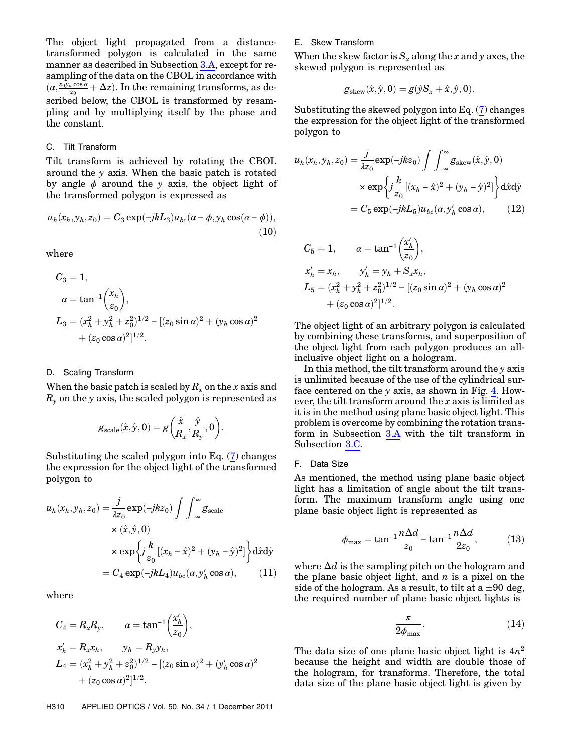The object light propagated from a distance-transformed polygon is calculated in the same manner as described in Subsection 3.A, except for resampling of the data on the CBOL in accordance with $(\alpha, \frac{z_0 y_h \cos\alpha}{z_0} + \Delta z)$. In the remaining transforms, as described below, the CBOL is transformed by resampling and by multiplying itself by the phase and the constant.

### C. Tilt Transform

Tilt transform is achieved by rotating the CBOL around the $y$ axis. When the basic patch is rotated by angle $\phi$ around the $y$ axis, the object light of the transformed polygon is expressed as

$$u_h(x_h, y_h, z_0) = C_3 \exp(-jkL_3) u_{bc}(\alpha - \phi, y_h \cos(\alpha - \phi)), \tag{10}$$

where

$$\begin{aligned} C_3 &= 1, \\ \alpha &= \tan^{-1}\left(\frac{x_h}{z_0}\right), \\ L_3 &= (x_h^2 + y_h^2 + z_0^2)^{1/2} - [(z_0 \sin\alpha)^2 + (y_h \cos\alpha)^2 \\ &\quad + (z_0 \cos\alpha)^2]^{1/2}. \end{aligned}$$

### D. Scaling Transform

When the basic patch is scaled by $R_x$ on the $x$ axis and $R_y$ on the $y$ axis, the scaled polygon is represented as

$$g_{\mathrm{scale}}(\hat{x}, \hat{y}, 0) = g\left(\frac{\hat{x}}{R_x}, \frac{\hat{y}}{R_y}, 0\right).$$

Substituting the scaled polygon into Eq. (7) changes the expression for the object light of the transformed polygon to

$$\begin{aligned} u_h(x_h, y_h, z_0) &= \frac{j}{\lambda z_0} \exp(-jkz_0) \int\int_{-\infty}^{\infty} g_{\mathrm{scale}} \\ &\quad \times (\hat{x}, \hat{y}, 0) \\ &\quad \times \exp\left\{ j\frac{k}{z_0}[(x_h - \hat{x})^2 + (y_h - \hat{y})^2] \right\} \mathrm{d}\hat{x}\mathrm{d}\hat{y} \\ &= C_4 \exp(-jkL_4) u_{bc}(\alpha, y_h' \cos\alpha), \end{aligned} \tag{11}$$

where

$$\begin{aligned} C_4 &= R_x R_y, \qquad \alpha = \tan^{-1}\left(\frac{x_h'}{z_0}\right), \\ x_h' &= R_x x_h, \qquad y_h = R_y y_h, \\ L_4 &= (x_h^2 + y_h^2 + z_0^2)^{1/2} - [(z_0 \sin\alpha)^2 + (y_h' \cos\alpha)^2 \\ &\quad + (z_0 \cos\alpha)^2]^{1/2}. \end{aligned}$$

### E. Skew Transform

When the skew factor is $S_x$ along the $x$ and $y$ axes, the skewed polygon is represented as

$$g_{\mathrm{skew}}(\hat{x}, \hat{y}, 0) = g(\hat{y}S_x + \hat{x}, \hat{y}, 0).$$

Substituting the skewed polygon into Eq. (7) changes the expression for the object light of the transformed polygon to

$$\begin{aligned} u_h(x_h, y_h, z_0) &= \frac{j}{\lambda z_0} \exp(-jkz_0) \int\int_{-\infty}^{\infty} g_{\mathrm{skew}}(\hat{x}, \hat{y}, 0) \\ &\quad \times \exp\left\{ j\frac{k}{z_0}[(x_h - \hat{x})^2 + (y_h - \hat{y})^2] \right\} \mathrm{d}\hat{x}\mathrm{d}\hat{y} \\ &= C_5 \exp(-jkL_5) u_{bc}(\alpha, y_h' \cos\alpha), \end{aligned} \tag{12}$$

$$\begin{aligned} C_5 &= 1, \qquad \alpha = \tan^{-1}\left(\frac{x_h'}{z_0}\right), \\ x_h' &= x_h, \qquad y_h' = y_h + S_x x_h, \\ L_5 &= (x_h^2 + y_h^2 + z_0^2)^{1/2} - [(z_0 \sin\alpha)^2 + (y_h \cos\alpha)^2 \\ &\quad + (z_0 \cos\alpha)^2]^{1/2}. \end{aligned}$$

The object light of an arbitrary polygon is calculated by combining these transforms, and superposition of the object light from each polygon produces an all-inclusive object light on a hologram.

In this method, the tilt transform around the $y$ axis is unlimited because of the use of the cylindrical surface centered on the $y$ axis, as shown in Fig. 4. However, the tilt transform around the $x$ axis is limited as it is in the method using plane basic object light. This problem is overcome by combining the rotation transform in Subsection 3.A with the tilt transform in Subsection 3.C.

### F. Data Size

As mentioned, the method using plane basic object light has a limitation of angle about the tilt transform. The maximum transform angle using one plane basic object light is represented as

$$\phi_{\max} = \tan^{-1}\frac{n\Delta d}{z_0} - \tan^{-1}\frac{n\Delta d}{2z_0}, \tag{13}$$

where $\Delta d$ is the sampling pitch on the hologram and the plane basic object light, and $n$ is a pixel on the side of the hologram. As a result, to tilt at a $\pm 90$ deg, the required number of plane basic object lights is

$$\frac{\pi}{2\phi_{\max}}. \tag{14}$$

The data size of one plane basic object light is $4n^2$ because the height and width are double those of the hologram, for transforms. Therefore, the total data size of the plane basic object light is given by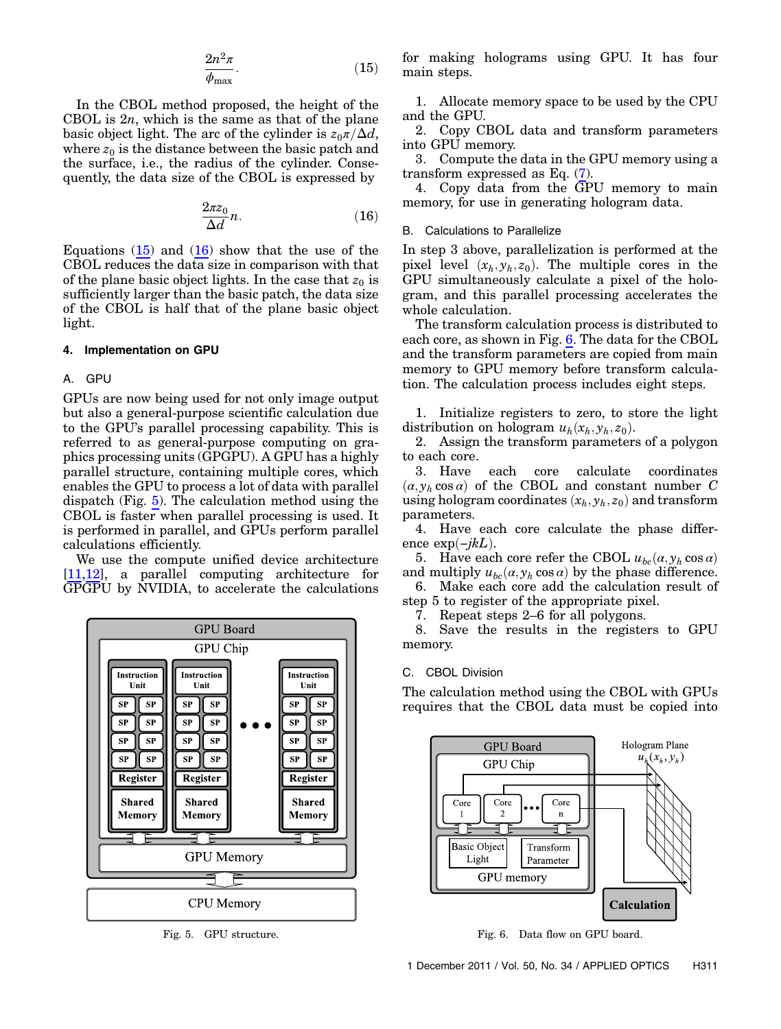$$\frac{2n^2\pi}{\phi_{\max}}. \tag{15}$$

In the CBOL method proposed, the height of the CBOL is $2n$, which is the same as that of the plane basic object light. The arc of the cylinder is $z_0\pi/\Delta d$, where $z_0$ is the distance between the basic patch and the surface, i.e., the radius of the cylinder. Consequently, the data size of the CBOL is expressed by

$$\frac{2\pi z_0}{\Delta d}n. \tag{16}$$

Equations (15) and (16) show that the use of the CBOL reduces the data size in comparison with that of the plane basic object lights. In the case that $z_0$ is sufficiently larger than the basic patch, the data size of the CBOL is half that of the plane basic object light.

## 4. Implementation on GPU

### A. GPU

GPUs are now being used for not only image output but also a general-purpose scientific calculation due to the GPU's parallel processing capability. This is referred to as general-purpose computing on graphics processing units (GPGPU). A GPU has a highly parallel structure, containing multiple cores, which enables the GPU to process a lot of data with parallel dispatch (Fig. 5). The calculation method using the CBOL is faster when parallel processing is used. It is performed in parallel, and GPUs perform parallel calculations efficiently.

We use the compute unified device architecture [11,12], a parallel computing architecture for GPGPU by NVIDIA, to accelerate the calculations for making holograms using GPU. It has four main steps.

1. Allocate memory space to be used by the CPU and the GPU.
2. Copy CBOL data and transform parameters into GPU memory.
3. Compute the data in the GPU memory using a transform expressed as Eq. (7).
4. Copy data from the GPU memory to main memory, for use in generating hologram data.

Fig. 5. GPU structure.

### B. Calculations to Parallelize

In step 3 above, parallelization is performed at the pixel level $(x_h, y_h, z_0)$. The multiple cores in the GPU simultaneously calculate a pixel of the hologram, and this parallel processing accelerates the whole calculation.

The transform calculation process is distributed to each core, as shown in Fig. 6. The data for the CBOL and the transform parameters are copied from main memory to GPU memory before transform calculation. The calculation process includes eight steps.

1. Initialize registers to zero, to store the light distribution on hologram $u_h(x_h, y_h, z_0)$.
2. Assign the transform parameters of a polygon to each core.
3. Have each core calculate coordinates $(\alpha, y_h \cos\alpha)$ of the CBOL and constant number $C$ using hologram coordinates $(x_h, y_h, z_0)$ and transform parameters.
4. Have each core calculate the phase difference $\exp(-jkL)$.
5. Have each core refer the CBOL $u_{bc}(\alpha, y_h \cos\alpha)$ and multiply $u_{bc}(\alpha, y_h \cos\alpha)$ by the phase difference.
6. Make each core add the calculation result of step 5 to register of the appropriate pixel.
7. Repeat steps 2–6 for all polygons.
8. Save the results in the registers to GPU memory.

### C. CBOL Division

The calculation method using the CBOL with GPUs requires that the CBOL data must be copied into

Fig. 6. Data flow on GPU board.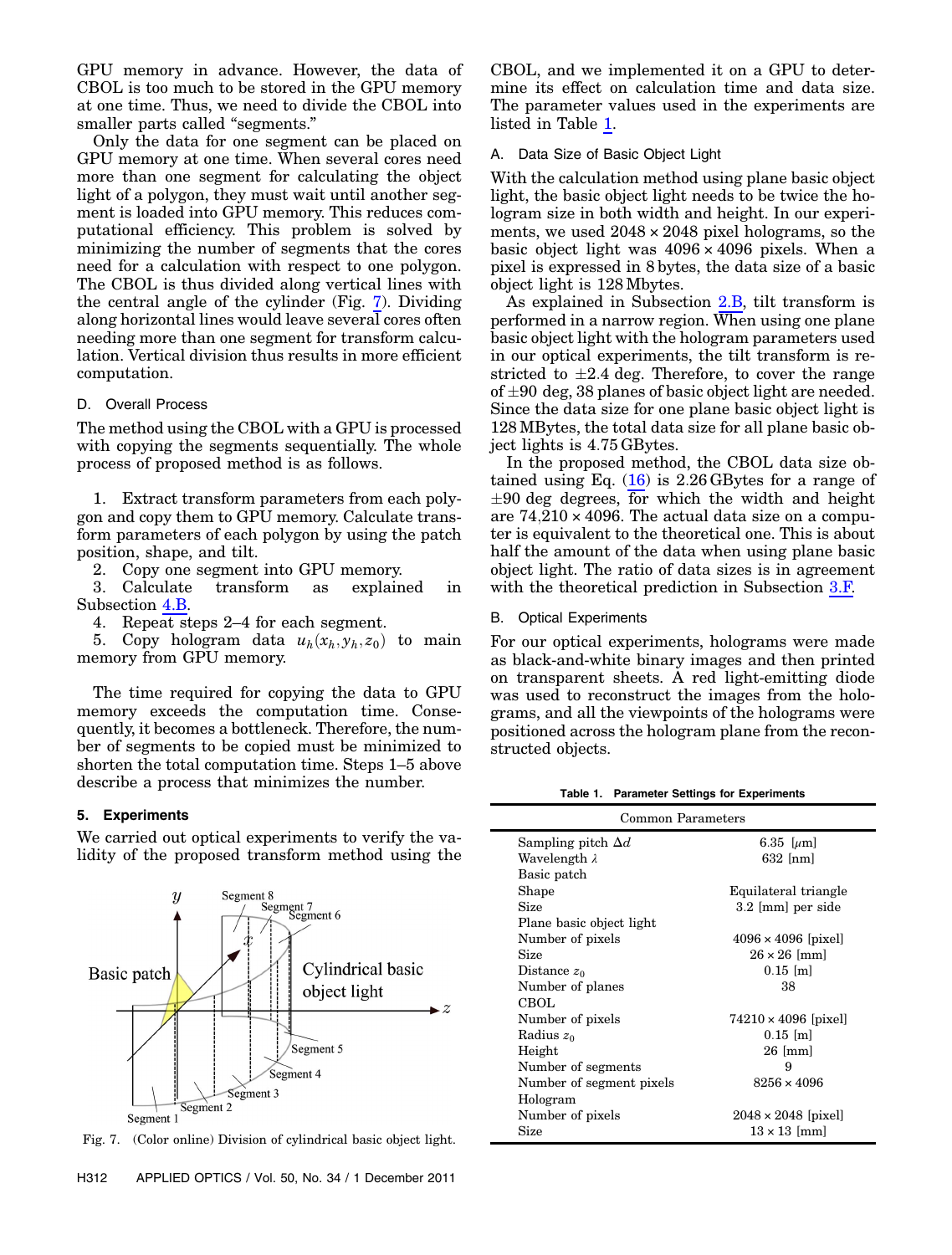GPU memory in advance. However, the data of CBOL is too much to be stored in the GPU memory at one time. Thus, we need to divide the CBOL into smaller parts called "segments."

Only the data for one segment can be placed on GPU memory at one time. When several cores need more than one segment for calculating the object light of a polygon, they must wait until another segment is loaded into GPU memory. This reduces computational efficiency. This problem is solved by minimizing the number of segments that the cores need for a calculation with respect to one polygon. The CBOL is thus divided along vertical lines with the central angle of the cylinder (Fig. 7). Dividing along horizontal lines would leave several cores often needing more than one segment for transform calculation. Vertical division thus results in more efficient computation.

### D. Overall Process

The method using the CBOL with a GPU is processed with copying the segments sequentially. The whole process of proposed method is as follows.

1. Extract transform parameters from each polygon and copy them to GPU memory. Calculate transform parameters of each polygon by using the patch position, shape, and tilt.
2. Copy one segment into GPU memory.
3. Calculate transform as explained in Subsection 4.B.
4. Repeat steps 2–4 for each segment.
5. Copy hologram data $u_h(x_h, y_h, z_0)$ to main memory from GPU memory.

The time required for copying the data to GPU memory exceeds the computation time. Consequently, it becomes a bottleneck. Therefore, the number of segments to be copied must be minimized to shorten the total computation time. Steps 1–5 above describe a process that minimizes the number.

## 5. Experiments

We carried out optical experiments to verify the validity of the proposed transform method using the CBOL, and we implemented it on a GPU to determine its effect on calculation time and data size. The parameter values used in the experiments are listed in Table 1.

Fig. 7. (Color online) Division of cylindrical basic object light.

### A. Data Size of Basic Object Light

With the calculation method using plane basic object light, the basic object light needs to be twice the hologram size in both width and height. In our experiments, we used $2048 \times 2048$ pixel holograms, so the basic object light was $4096 \times 4096$ pixels. When a pixel is expressed in 8 bytes, the data size of a basic object light is 128 Mbytes.

As explained in Subsection 2.B, tilt transform is performed in a narrow region. When using one plane basic object light with the hologram parameters used in our optical experiments, the tilt transform is restricted to $\pm 2.4$ deg. Therefore, to cover the range of $\pm 90$ deg, 38 planes of basic object light are needed. Since the data size for one plane basic object light is 128 MBytes, the total data size for all plane basic object lights is 4.75 GBytes.

In the proposed method, the CBOL data size obtained using Eq. (16) is 2.26 GBytes for a range of $\pm 90$ deg degrees, for which the width and height are $74{,}210 \times 4096$. The actual data size on a computer is equivalent to the theoretical one. This is about half the amount of the data when using plane basic object light. The ratio of data sizes is in agreement with the theoretical prediction in Subsection 3.F.

### B. Optical Experiments

For our optical experiments, holograms were made as black-and-white binary images and then printed on transparent sheets. A red light-emitting diode was used to reconstruct the images from the holograms, and all the viewpoints of the holograms were positioned across the hologram plane from the reconstructed objects.

**Table 1. Parameter Settings for Experiments**

| Common Parameters | |
|---|---|
| Sampling pitch $\Delta d$ | 6.35 [$\mu$m] |
| Wavelength $\lambda$ | 632 [nm] |
| Basic patch | |
| Shape | Equilateral triangle |
| Size | 3.2 [mm] per side |
| Plane basic object light | |
| Number of pixels | $4096 \times 4096$ [pixel] |
| Size | $26 \times 26$ [mm] |
| Distance $z_0$ | 0.15 [m] |
| Number of planes | 38 |
| CBOL | |
| Number of pixels | $74210 \times 4096$ [pixel] |
| Radius $z_0$ | 0.15 [m] |
| Height | 26 [mm] |
| Number of segments | 9 |
| Number of segment pixels | $8256 \times 4096$ |
| Hologram | |
| Number of pixels | $2048 \times 2048$ [pixel] |
| Size | $13 \times 13$ [mm] |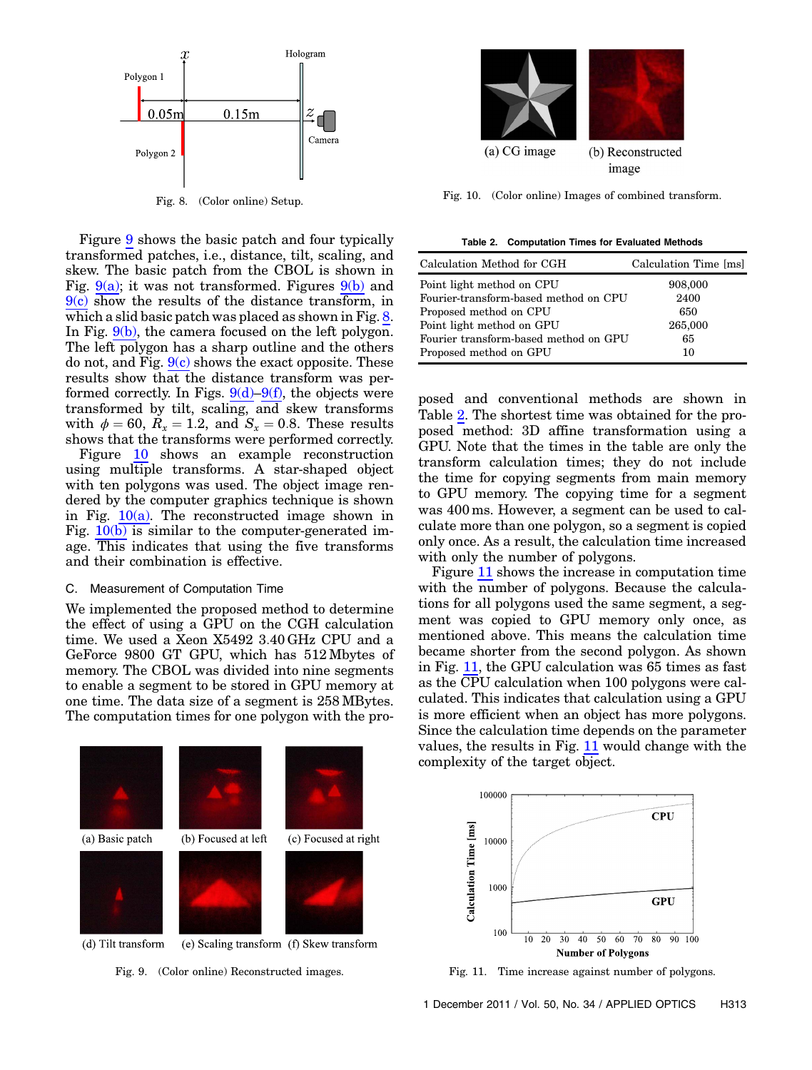Fig. 8. (Color online) Setup.

Figure 9 shows the basic patch and four typically transformed patches, i.e., distance, tilt, scaling, and skew. The basic patch from the CBOL is shown in Fig. 9(a); it was not transformed. Figures 9(b) and 9(c) show the results of the distance transform, in which a slid basic patch was placed as shown in Fig. 8. In Fig. 9(b), the camera focused on the left polygon. The left polygon has a sharp outline and the others do not, and Fig. 9(c) shows the exact opposite. These results show that the distance transform was performed correctly. In Figs. 9(d)–9(f), the objects were transformed by tilt, scaling, and skew transforms with $\phi = 60$, $R_x = 1.2$, and $S_x = 0.8$. These results shows that the transforms were performed correctly.

Figure 10 shows an example reconstruction using multiple transforms. A star-shaped object with ten polygons was used. The object image rendered by the computer graphics technique is shown in Fig. 10(a). The reconstructed image shown in Fig. 10(b) is similar to the computer-generated image. This indicates that using the five transforms and their combination is effective.

### C. Measurement of Computation Time

We implemented the proposed method to determine the effect of using a GPU on the CGH calculation time. We used a Xeon X5492 3.40 GHz CPU and a GeForce 9800 GT GPU, which has 512 Mbytes of memory. The CBOL was divided into nine segments to enable a segment to be stored in GPU memory at one time. The data size of a segment is 258 MBytes. The computation times for one polygon with the proposed and conventional methods are shown in Table 2. The shortest time was obtained for the proposed method: 3D affine transformation using a GPU. Note that the times in the table are only the transform calculation times; they do not include the time for copying segments from main memory to GPU memory. The copying time for a segment was 400 ms. However, a segment can be used to calculate more than one polygon, so a segment is copied only once. As a result, the calculation time increased with only the number of polygons.

Figure 11 shows the increase in computation time with the number of polygons. Because the calculations for all polygons used the same segment, a segment was copied to GPU memory only once, as mentioned above. This means the calculation time became shorter from the second polygon. As shown in Fig. 11, the GPU calculation was 65 times as fast as the CPU calculation when 100 polygons were calculated. This indicates that calculation using a GPU is more efficient when an object has more polygons. Since the calculation time depends on the parameter values, the results in Fig. 11 would change with the complexity of the target object.

Fig. 9. (Color online) Reconstructed images.

Fig. 10. (Color online) Images of combined transform.

**Table 2. Computation Times for Evaluated Methods**

| Calculation Method for CGH | Calculation Time [ms] |
|---|---|
| Point light method on CPU | 908,000 |
| Fourier-transform-based method on CPU | 2400 |
| Proposed method on CPU | 650 |
| Point light method on GPU | 265,000 |
| Fourier transform-based method on GPU | 65 |
| Proposed method on GPU | 10 |

Fig. 11. Time increase against number of polygons.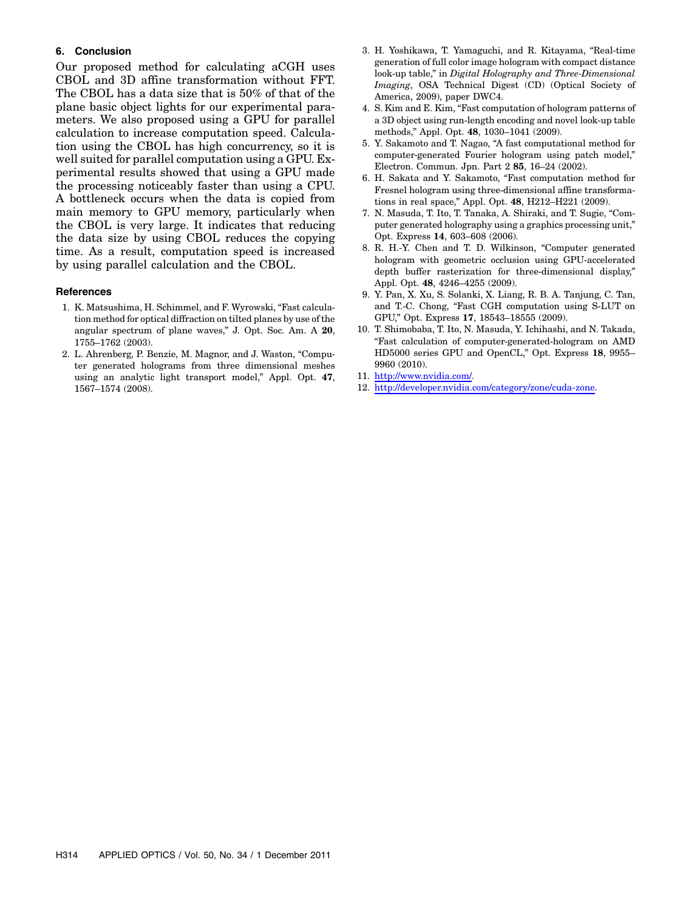## 6. Conclusion

Our proposed method for calculating aCGH uses CBOL and 3D affine transformation without FFT. The CBOL has a data size that is 50% of that of the plane basic object lights for our experimental parameters. We also proposed using a GPU for parallel calculation to increase computation speed. Calculation using the CBOL has high concurrency, so it is well suited for parallel computation using a GPU. Experimental results showed that using a GPU made the processing noticeably faster than using a CPU. A bottleneck occurs when the data is copied from main memory to GPU memory, particularly when the CBOL is very large. It indicates that reducing the data size by using CBOL reduces the copying time. As a result, computation speed is increased by using parallel calculation and the CBOL.

## References

1. K. Matsushima, H. Schimmel, and F. Wyrowski, "Fast calculation method for optical diffraction on tilted planes by use of the angular spectrum of plane waves," J. Opt. Soc. Am. A **20**, 1755–1762 (2003).
2. L. Ahrenberg, P. Benzie, M. Magnor, and J. Waston, "Computer generated holograms from three dimensional meshes using an analytic light transport model," Appl. Opt. **47**, 1567–1574 (2008).
3. H. Yoshikawa, T. Yamaguchi, and R. Kitayama, "Real-time generation of full color image hologram with compact distance look-up table," in *Digital Holography and Three-Dimensional Imaging*, OSA Technical Digest (CD) (Optical Society of America, 2009), paper DWC4.
4. S. Kim and E. Kim, "Fast computation of hologram patterns of a 3D object using run-length encoding and novel look-up table methods," Appl. Opt. **48**, 1030–1041 (2009).
5. Y. Sakamoto and T. Nagao, "A fast computational method for computer-generated Fourier hologram using patch model," Electron. Commun. Jpn. Part 2 **85**, 16–24 (2002).
6. H. Sakata and Y. Sakamoto, "Fast computation method for Fresnel hologram using three-dimensional affine transformations in real space," Appl. Opt. **48**, H212–H221 (2009).
7. N. Masuda, T. Ito, T. Tanaka, A. Shiraki, and T. Sugie, "Computer generated holography using a graphics processing unit," Opt. Express **14**, 603–608 (2006).
8. R. H.-Y. Chen and T. D. Wilkinson, "Computer generated hologram with geometric occlusion using GPU-accelerated depth buffer rasterization for three-dimensional display," Appl. Opt. **48**, 4246–4255 (2009).
9. Y. Pan, X. Xu, S. Solanki, X. Liang, R. B. A. Tanjung, C. Tan, and T.-C. Chong, "Fast CGH computation using S-LUT on GPU," Opt. Express **17**, 18543–18555 (2009).
10. T. Shimobaba, T. Ito, N. Masuda, Y. Ichihashi, and N. Takada, "Fast calculation of computer-generated-hologram on AMD HD5000 series GPU and OpenCL," Opt. Express **18**, 9955–9960 (2010).
11. http://www.nvidia.com/.
12. http://developer.nvidia.com/category/zone/cuda-zone.